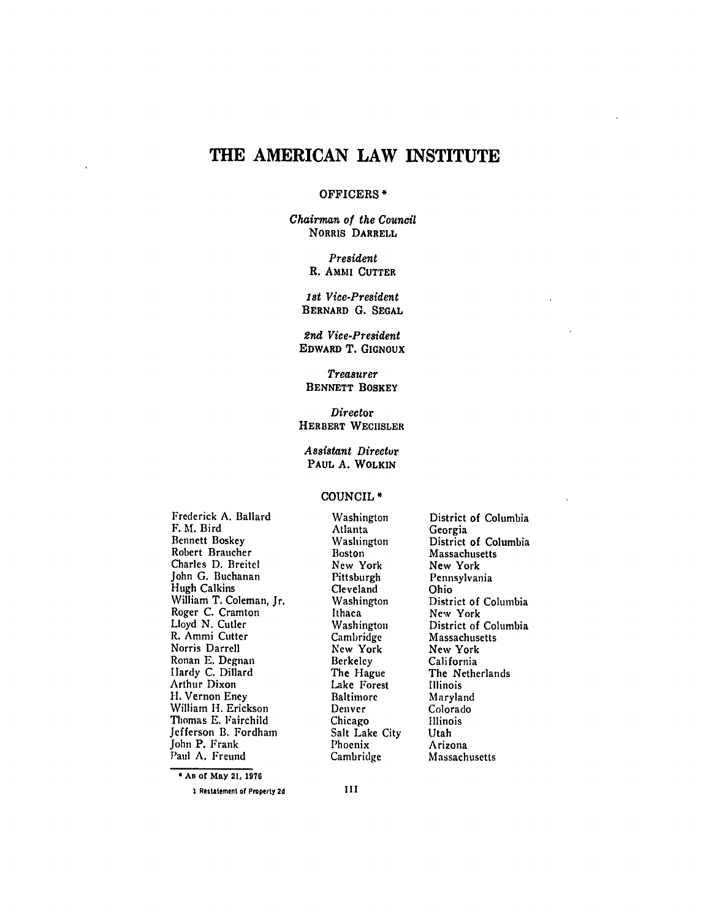# THE AMERICAN LAW INSTITUTE

## OFFICERS *

*Chairman of the Council*
NORRIS DARRELL

*President*
R. AMMI CUTTER

*1st Vice-President*
BERNARD G. SEGAL

*2nd Vice-President*
EDWARD T. GIGNOUX

*Treasurer*
BENNETT BOSKEY

*Director*
HERBERT WECHSLER

*Assistant Director*
PAUL A. WOLKIN

## COUNCIL *

| | | |
|---|---|---|
| Frederick A. Ballard | Washington | District of Columbia |
| F. M. Bird | Atlanta | Georgia |
| Bennett Boskey | Washington | District of Columbia |
| Robert Braucher | Boston | Massachusetts |
| Charles D. Breitel | New York | New York |
| John G. Buchanan | Pittsburgh | Pennsylvania |
| Hugh Calkins | Cleveland | Ohio |
| William T. Coleman, Jr. | Washington | District of Columbia |
| Roger C. Cramton | Ithaca | New York |
| Lloyd N. Cutler | Washington | District of Columbia |
| R. Ammi Cutter | Cambridge | Massachusetts |
| Norris Darrell | New York | New York |
| Ronan E. Degnan | Berkeley | California |
| Hardy C. Dillard | The Hague | The Netherlands |
| Arthur Dixon | Lake Forest | Illinois |
| H. Vernon Eney | Baltimore | Maryland |
| William H. Erickson | Denver | Colorado |
| Thomas E. Fairchild | Chicago | Illinois |
| Jefferson B. Fordham | Salt Lake City | Utah |
| John P. Frank | Phoenix | Arizona |
| Paul A. Freund | Cambridge | Massachusetts |

* As of May 21, 1976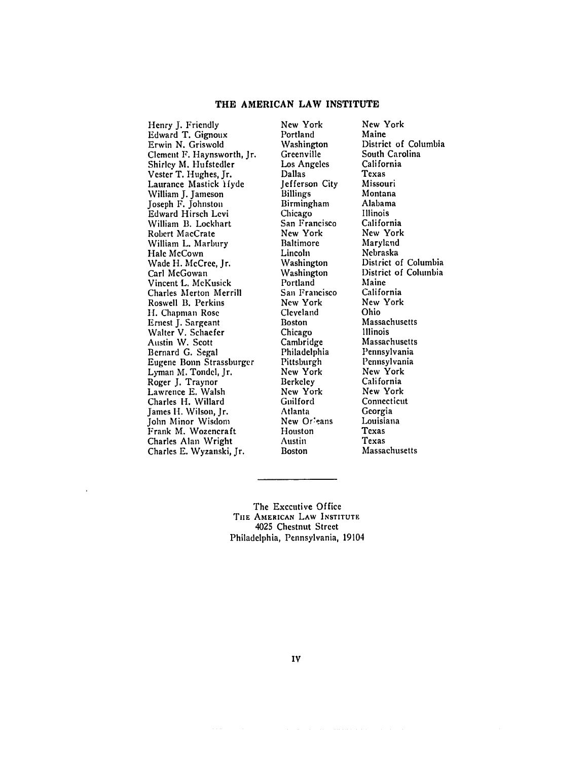## THE AMERICAN LAW INSTITUTE

| | | |
|---|---|---|
| Henry J. Friendly | New York | New York |
| Edward T. Gignoux | Portland | Maine |
| Erwin N. Griswold | Washington | District of Columbia |
| Clement F. Haynsworth, Jr. | Greenville | South Carolina |
| Shirley M. Hufstedler | Los Angeles | California |
| Vester T. Hughes, Jr. | Dallas | Texas |
| Laurance Mastick Hyde | Jefferson City | Missouri |
| William J. Jameson | Billings | Montana |
| Joseph F. Johnston | Birmingham | Alabama |
| Edward Hirsch Levi | Chicago | Illinois |
| William B. Lockhart | San Francisco | California |
| Robert MacCrate | New York | New York |
| William L. Marbury | Baltimore | Maryland |
| Hale McCown | Lincoln | Nebraska |
| Wade H. McCree, Jr. | Washington | District of Columbia |
| Carl McGowan | Washington | District of Columbia |
| Vincent L. McKusick | Portland | Maine |
| Charles Merton Merrill | San Francisco | California |
| Roswell B. Perkins | New York | New York |
| H. Chapman Rose | Cleveland | Ohio |
| Ernest J. Sargeant | Boston | Massachusetts |
| Walter V. Schaefer | Chicago | Illinois |
| Austin W. Scott | Cambridge | Massachusetts |
| Bernard G. Segal | Philadelphia | Pennsylvania |
| Eugene Bonn Strassburger | Pittsburgh | Pennsylvania |
| Lyman M. Tondel, Jr. | New York | New York |
| Roger J. Traynor | Berkeley | California |
| Lawrence E. Walsh | New York | New York |
| Charles H. Willard | Guilford | Connecticut |
| James H. Wilson, Jr. | Atlanta | Georgia |
| John Minor Wisdom | New Orleans | Louisiana |
| Frank M. Wozencraft | Houston | Texas |
| Charles Alan Wright | Austin | Texas |
| Charles E. Wyzanski, Jr. | Boston | Massachusetts |

---

The Executive Office
THE AMERICAN LAW INSTITUTE
4025 Chestnut Street
Philadelphia, Pennsylvania, 19104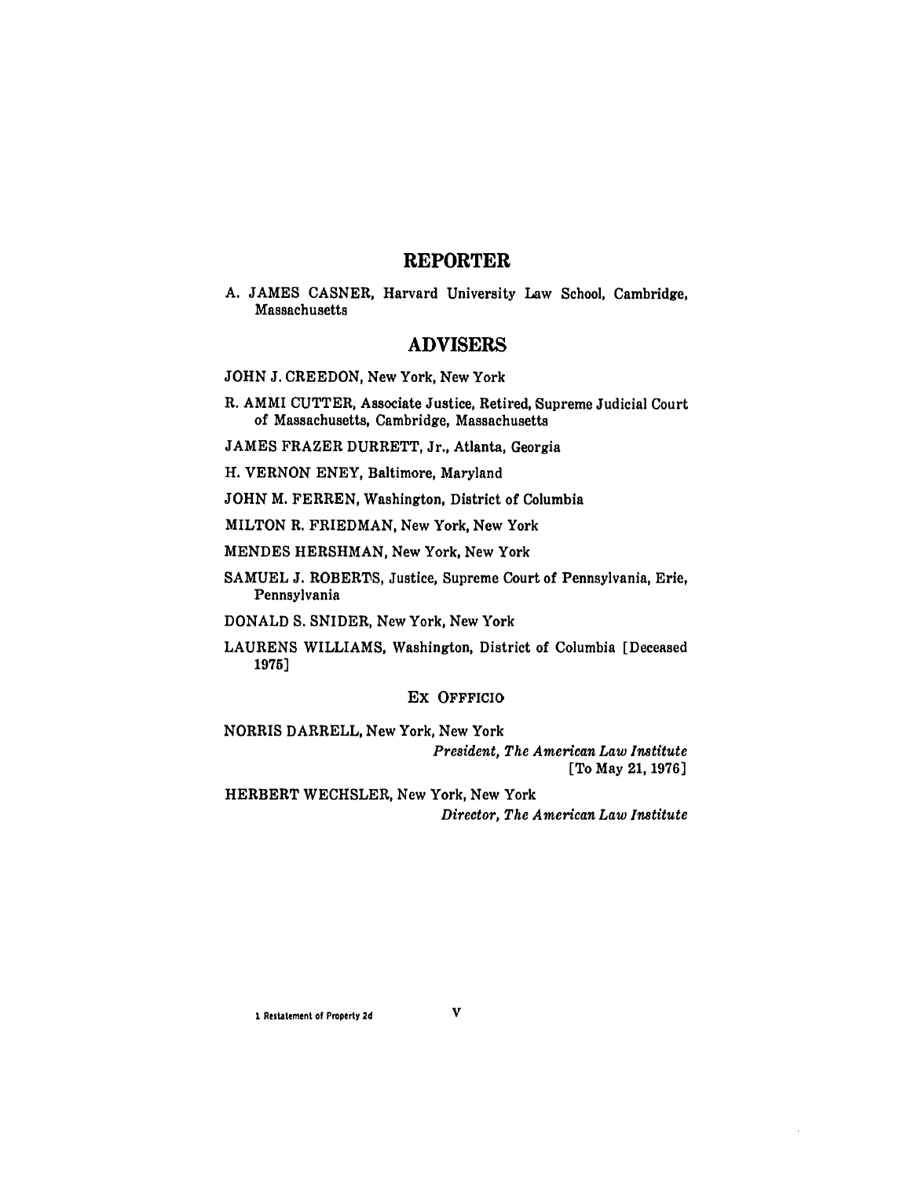## REPORTER

A. JAMES CASNER, Harvard University Law School, Cambridge, Massachusetts

## ADVISERS

JOHN J. CREEDON, New York, New York

R. AMMI CUTTER, Associate Justice, Retired, Supreme Judicial Court of Massachusetts, Cambridge, Massachusetts

JAMES FRAZER DURRETT, Jr., Atlanta, Georgia

H. VERNON ENEY, Baltimore, Maryland

JOHN M. FERREN, Washington, District of Columbia

MILTON R. FRIEDMAN, New York, New York

MENDES HERSHMAN, New York, New York

SAMUEL J. ROBERTS, Justice, Supreme Court of Pennsylvania, Erie, Pennsylvania

DONALD S. SNIDER, New York, New York

LAURENS WILLIAMS, Washington, District of Columbia [Deceased 1975]

### EX OFFICIO

NORRIS DARRELL, New York, New York
*President, The American Law Institute*
[To May 21, 1976]

HERBERT WECHSLER, New York, New York
*Director, The American Law Institute*